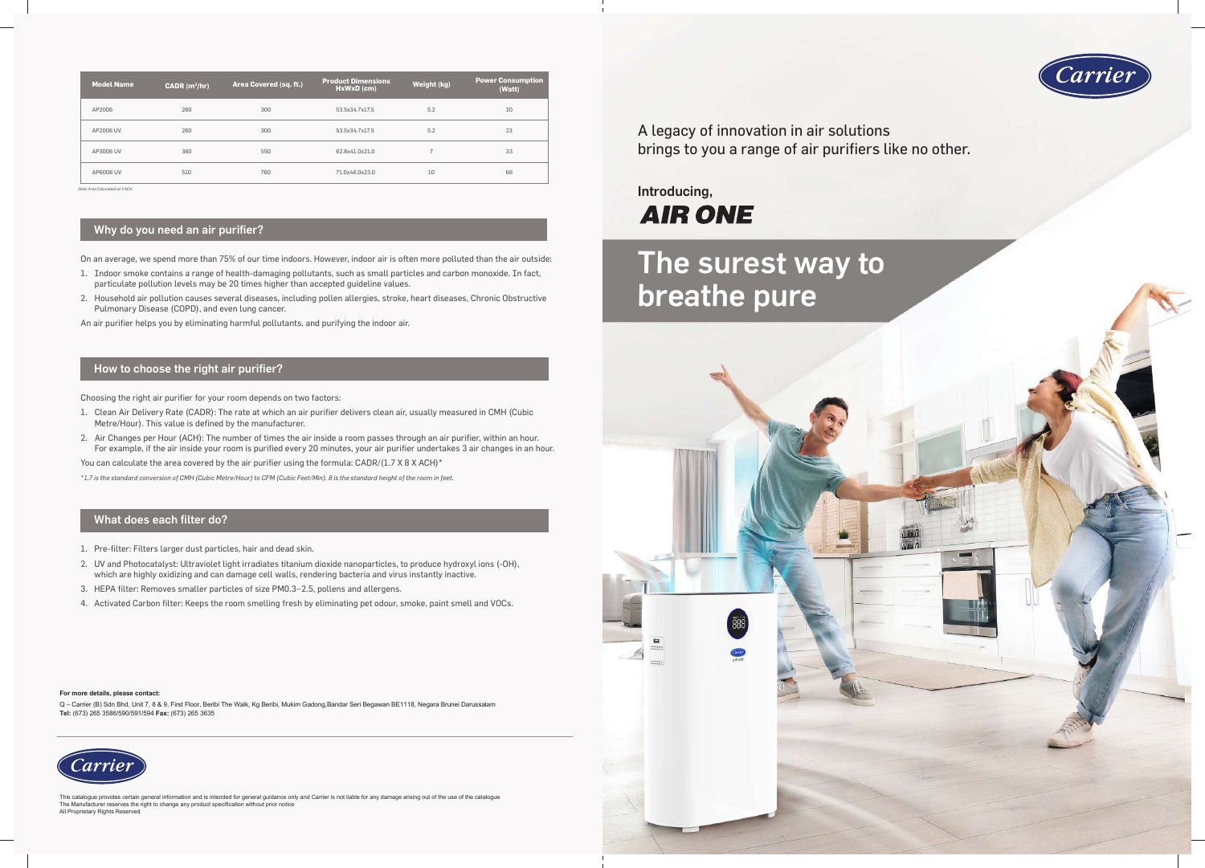| Model Name | CADR (m³/hr) | Area Covered (sq. ft.) | Product Dimensions HxWxD (cm) | Weight (kg) | Power Consumption (Watt) |
|---|---|---|---|---|---|
| AP2006 | 260 | 300 | 53.5x34.7x17.5 | 5.2 | 20 |
| AP2006 UV | 260 | 300 | 53.5x34.7x17.5 | 5.2 | 23 |
| AP3006 UV | 360 | 550 | 62.8x41.0x21.0 | 7 | 33 |
| AP6006 UV | 510 | 760 | 71.0x46.0x23.0 | 10 | 66 |

*Note: Area Calculated at 3 ACH.*

## Why do you need an air purifier?

On an average, we spend more than 75% of our time indoors. However, indoor air is often more polluted than the air outside:

1. Indoor smoke contains a range of health-damaging pollutants, such as small particles and carbon monoxide. In fact, particulate pollution levels may be 20 times higher than accepted guideline values.
2. Household air pollution causes several diseases, including pollen allergies, stroke, heart diseases, Chronic Obstructive Pulmonary Disease (COPD), and even lung cancer.

An air purifier helps you by eliminating harmful pollutants, and purifying the indoor air.

## How to choose the right air purifier?

Choosing the right air purifier for your room depends on two factors:

1. Clean Air Delivery Rate (CADR): The rate at which an air purifier delivers clean air, usually measured in CMH (Cubic Metre/Hour). This value is defined by the manufacturer.
2. Air Changes per Hour (ACH): The number of times the air inside a room passes through an air purifier, within an hour. For example, if the air inside your room is purified every 20 minutes, your air purifier undertakes 3 air changes in an hour.

You can calculate the area covered by the air purifier using the formula: CADR/(1.7 X 8 X ACH)*

*\*1.7 is the standard conversion of CMH (Cubic Metre/Hour) to CFM (Cubic Feet/Min). 8 is the standard height of the room in feet.*

## What does each filter do?

1. Pre-filter: Filters larger dust particles, hair and dead skin.
2. UV and Photocatalyst: Ultraviolet light irradiates titanium dioxide nanoparticles, to produce hydroxyl ions (-OH), which are highly oxidizing and can damage cell walls, rendering bacteria and virus instantly inactive.
3. HEPA filter: Removes smaller particles of size PM0.3–2.5, pollens and allergens.
4. Activated Carbon filter: Keeps the room smelling fresh by eliminating pet odour, smoke, paint smell and VOCs.

**For more details, please contact:**

Q – Carrier (B) Sdn Bhd, Unit 7, 8 & 9, First Floor, Beribi The Walk, Kg Beribi, Mukim Gadong,Bandar Seri Begawan BE1118, Negara Brunei Darussalam
**Tel:** (673) 265 3586/590/591/594 **Fax:** (673) 265 3635

Carrier

This catalogue provides certain general information and is intended for general guidance only and Carrier is not liable for any damage arising out of the use of the catalogue
The Manufacturer reserves the right to change any product specification without prior notice
All Proprietary Rights Reserved

Carrier

A legacy of innovation in air solutions brings to you a range of air purifiers like no other.

**Introducing,**

## AIR ONE

# The surest way to breathe pure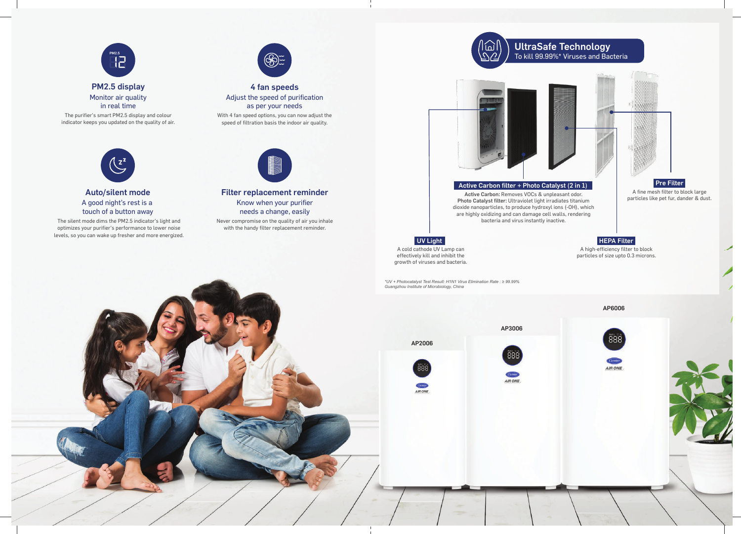### PM2.5 display

Monitor air quality in real time

The purifier's smart PM2.5 display and colour indicator keeps you updated on the quality of air.

### 4 fan speeds

Adjust the speed of purification as per your needs

With 4 fan speed options, you can now adjust the speed of filtration basis the indoor air quality.

### Auto/silent mode

A good night's rest is a touch of a button away

The silent mode dims the PM2.5 indicator's light and optimizes your purifier's performance to lower noise levels, so you can wake up fresher and more energized.

### Filter replacement reminder

Know when your purifier needs a change, easily

Never compromise on the quality of air you inhale with the handy filter replacement reminder.

## UltraSafe Technology

To kill 99.99%* Viruses and Bacteria

**Active Carbon filter + Photo Catalyst (2 in 1)**

**Active Carbon:** Removes VOCs & unpleasant odor.
**Photo Catalyst filter:** Ultraviolet light irradiates titanium dioxide nanoparticles, to produce hydroxyl ions (-OH), which are highly oxidizing and can damage cell walls, rendering bacteria and virus instantly inactive.

**Pre Filter**

A fine mesh filter to block large particles like pet fur, dander & dust.

**UV Light**

A cold cathode UV Lamp can effectively kill and inhibit the growth of viruses and bacteria.

**HEPA Filter**

A high-efficiency filter to block particles of size upto 0.3 microns.

*\*UV + Photocatalyst Test Result: H1N1 Virus Elimination Rate : ≥ 99.99%*
*Guangzhou Institute of Microbiology, China*

AP2006

AP3006

AP6006